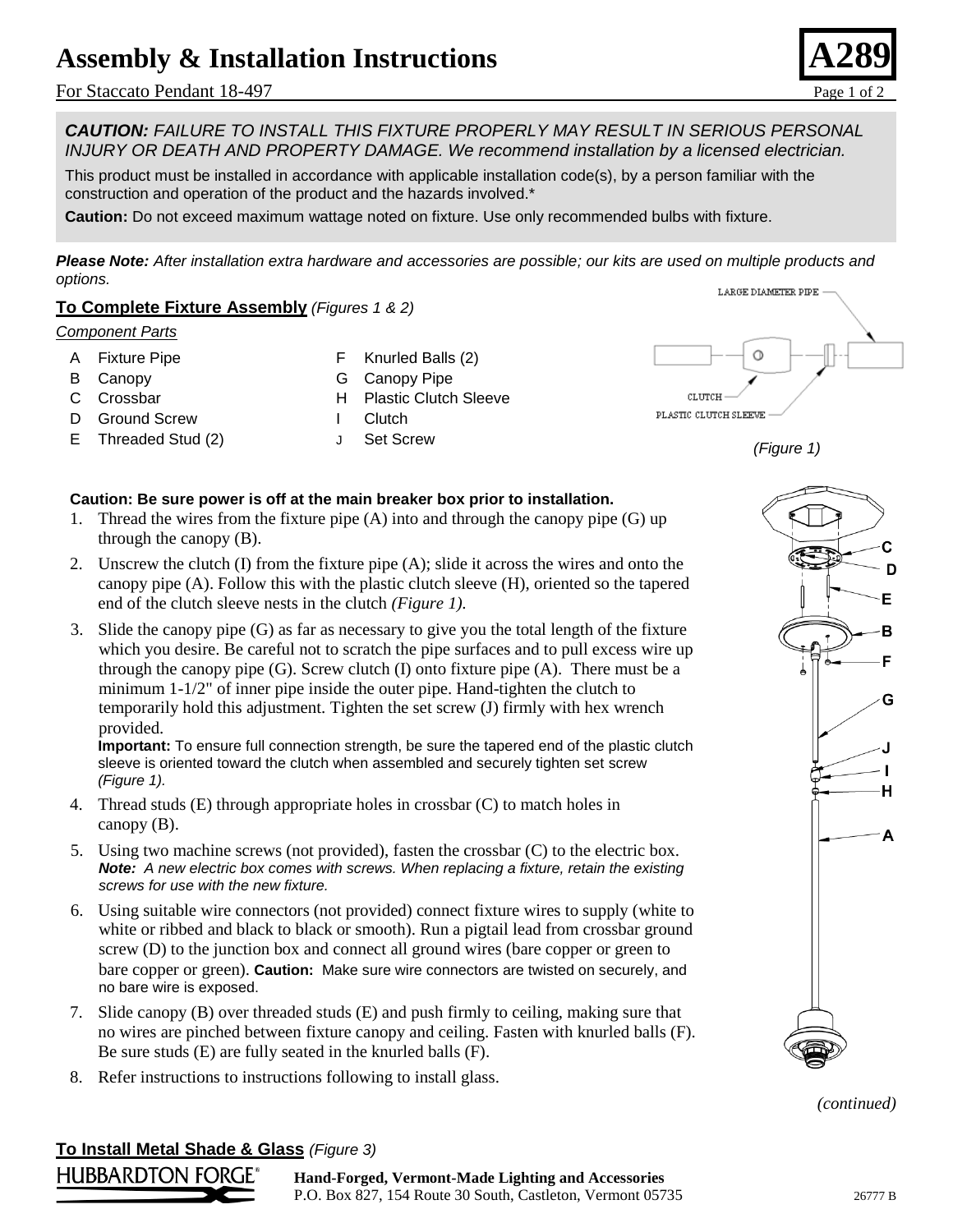# Assembly & Installation Instructions

**A289**

For Staccato Pendant 18-497

***CAUTION:*** *FAILURE TO INSTALL THIS FIXTURE PROPERLY MAY RESULT IN SERIOUS PERSONAL INJURY OR DEATH AND PROPERTY DAMAGE. We recommend installation by a licensed electrician.*

This product must be installed in accordance with applicable installation code(s), by a person familiar with the construction and operation of the product and the hazards involved.*

**Caution:** Do not exceed maximum wattage noted on fixture. Use only recommended bulbs with fixture.

***Please Note:*** *After installation extra hardware and accessories are possible; our kits are used on multiple products and options.*

## To Complete Fixture Assembly *(Figures 1 & 2)*

*Component Parts*

- A Fixture Pipe
- B Canopy
- C Crossbar
- D Ground Screw
- E Threaded Stud (2)
- F Knurled Balls (2)
- G Canopy Pipe
- H Plastic Clutch Sleeve
- I Clutch
- J Set Screw

LARGE DIAMETER PIPE
CLUTCH
PLASTIC CLUTCH SLEEVE

*(Figure 1)*

**Caution: Be sure power is off at the main breaker box prior to installation.**

1. Thread the wires from the fixture pipe (A) into and through the canopy pipe (G) up through the canopy (B).
2. Unscrew the clutch (I) from the fixture pipe (A); slide it across the wires and onto the canopy pipe (A). Follow this with the plastic clutch sleeve (H), oriented so the tapered end of the clutch sleeve nests in the clutch *(Figure 1).*
3. Slide the canopy pipe (G) as far as necessary to give you the total length of the fixture which you desire. Be careful not to scratch the pipe surfaces and to pull excess wire up through the canopy pipe (G). Screw clutch (I) onto fixture pipe (A). There must be a minimum 1-1/2" of inner pipe inside the outer pipe. Hand-tighten the clutch to temporarily hold this adjustment. Tighten the set screw (J) firmly with hex wrench provided.
   **Important:** To ensure full connection strength, be sure the tapered end of the plastic clutch sleeve is oriented toward the clutch when assembled and securely tighten set screw *(Figure 1).*
4. Thread studs (E) through appropriate holes in crossbar (C) to match holes in canopy (B).
5. Using two machine screws (not provided), fasten the crossbar (C) to the electric box.
   ***Note:*** *A new electric box comes with screws. When replacing a fixture, retain the existing screws for use with the new fixture.*
6. Using suitable wire connectors (not provided) connect fixture wires to supply (white to white or ribbed and black to black or smooth). Run a pigtail lead from crossbar ground screw (D) to the junction box and connect all ground wires (bare copper or green to bare copper or green). **Caution:** Make sure wire connectors are twisted on securely, and no bare wire is exposed.
7. Slide canopy (B) over threaded studs (E) and push firmly to ceiling, making sure that no wires are pinched between fixture canopy and ceiling. Fasten with knurled balls (F). Be sure studs (E) are fully seated in the knurled balls (F).
8. Refer instructions to instructions following to install glass.

C D E B F G J I H A

*(continued)*

## To Install Metal Shade & Glass *(Figure 3)*

HUBBARDTON FORGE®

**Hand-Forged, Vermont-Made Lighting and Accessories**
P.O. Box 827, 154 Route 30 South, Castleton, Vermont 05735

26777 B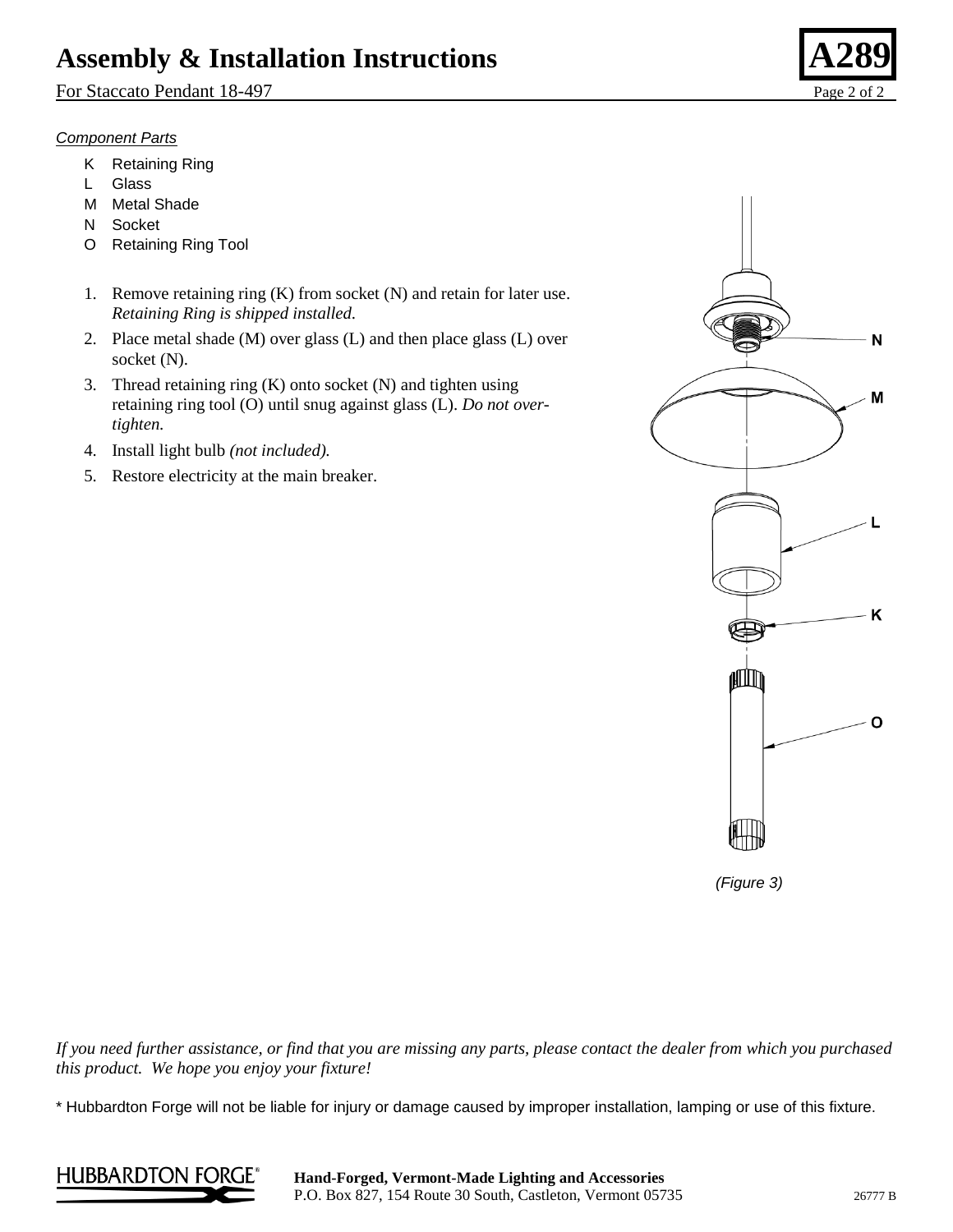# Assembly & Installation Instructions

For Staccato Pendant 18-497

A289

*Component Parts*

- K Retaining Ring
- L Glass
- M Metal Shade
- N Socket
- O Retaining Ring Tool

1. Remove retaining ring (K) from socket (N) and retain for later use. *Retaining Ring is shipped installed.*
2. Place metal shade (M) over glass (L) and then place glass (L) over socket (N).
3. Thread retaining ring (K) onto socket (N) and tighten using retaining ring tool (O) until snug against glass (L). *Do not over-tighten.*
4. Install light bulb *(not included).*
5. Restore electricity at the main breaker.

N

M

L

K

O

*(Figure 3)*

*If you need further assistance, or find that you are missing any parts, please contact the dealer from which you purchased this product. We hope you enjoy your fixture!*

* Hubbardton Forge will not be liable for injury or damage caused by improper installation, lamping or use of this fixture.

HUBBARDTON FORGE®

**Hand-Forged, Vermont-Made Lighting and Accessories**
P.O. Box 827, 154 Route 30 South, Castleton, Vermont 05735

26777 B